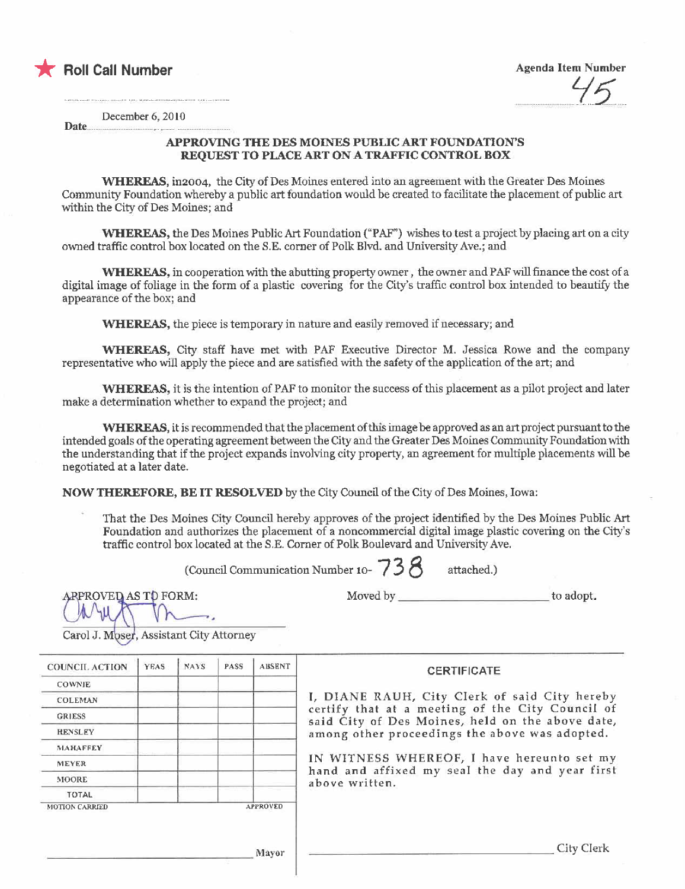★ **Roll Call Number**

**Agenda Item Number**

45

**Date** December 6, 2010

## APPROVING THE DES MOINES PUBLIC ART FOUNDATION'S REQUEST TO PLACE ART ON A TRAFFIC CONTROL BOX

**WHEREAS,** in2004, the City of Des Moines entered into an agreement with the Greater Des Moines Community Foundation whereby a public art foundation would be created to facilitate the placement of public art within the City of Des Moines; and

**WHEREAS,** the Des Moines Public Art Foundation ("PAF") wishes to test a project by placing art on a city owned traffic control box located on the S.E. corner of Polk Blvd. and University Ave.; and

**WHEREAS,** in cooperation with the abutting property owner , the owner and PAF will finance the cost of a digital image of foliage in the form of a plastic covering for the City's traffic control box intended to beautify the appearance of the box; and

**WHEREAS,** the piece is temporary in nature and easily removed if necessary; and

**WHEREAS,** City staff have met with PAF Executive Director M. Jessica Rowe and the company representative who will apply the piece and are satisfied with the safety of the application of the art; and

**WHEREAS,** it is the intention of PAF to monitor the success of this placement as a pilot project and later make a determination whether to expand the project; and

**WHEREAS,** it is recommended that the placement of this image be approved as an art project pursuant to the intended goals of the operating agreement between the City and the Greater Des Moines Community Foundation with the understanding that if the project expands involving city property, an agreement for multiple placements will be negotiated at a later date.

**NOW THEREFORE, BE IT RESOLVED** by the City Council of the City of Des Moines, Iowa:

That the Des Moines City Council hereby approves of the project identified by the Des Moines Public Art Foundation and authorizes the placement of a noncommercial digital image plastic covering on the City's traffic control box located at the S.E. Corner of Polk Boulevard and University Ave.

(Council Communication Number 10- 738 attached.)

APPROVED AS TO FORM:

Carol J. Moser, Assistant City Attorney

Moved by \_\_\_\_\_\_\_\_\_\_\_\_\_\_\_\_\_\_\_\_ to adopt.

| COUNCIL ACTION | YEAS | NAYS | PASS | ABSENT |
|---|---|---|---|---|
| COWNIE | | | | |
| COLEMAN | | | | |
| GRIESS | | | | |
| HENSLEY | | | | |
| MAHAFFEY | | | | |
| MEYER | | | | |
| MOORE | | | | |
| TOTAL | | | | |
| MOTION CARRIED | | | | APPROVED |

\_\_\_\_\_\_\_\_\_\_\_\_\_\_\_\_\_\_\_\_ Mayor

**CERTIFICATE**

I, DIANE RAUH, City Clerk of said City hereby certify that at a meeting of the City Council of said City of Des Moines, held on the above date, among other proceedings the above was adopted.

IN WITNESS WHEREOF, I have hereunto set my hand and affixed my seal the day and year first above written.

\_\_\_\_\_\_\_\_\_\_\_\_\_\_\_\_\_\_\_\_ City Clerk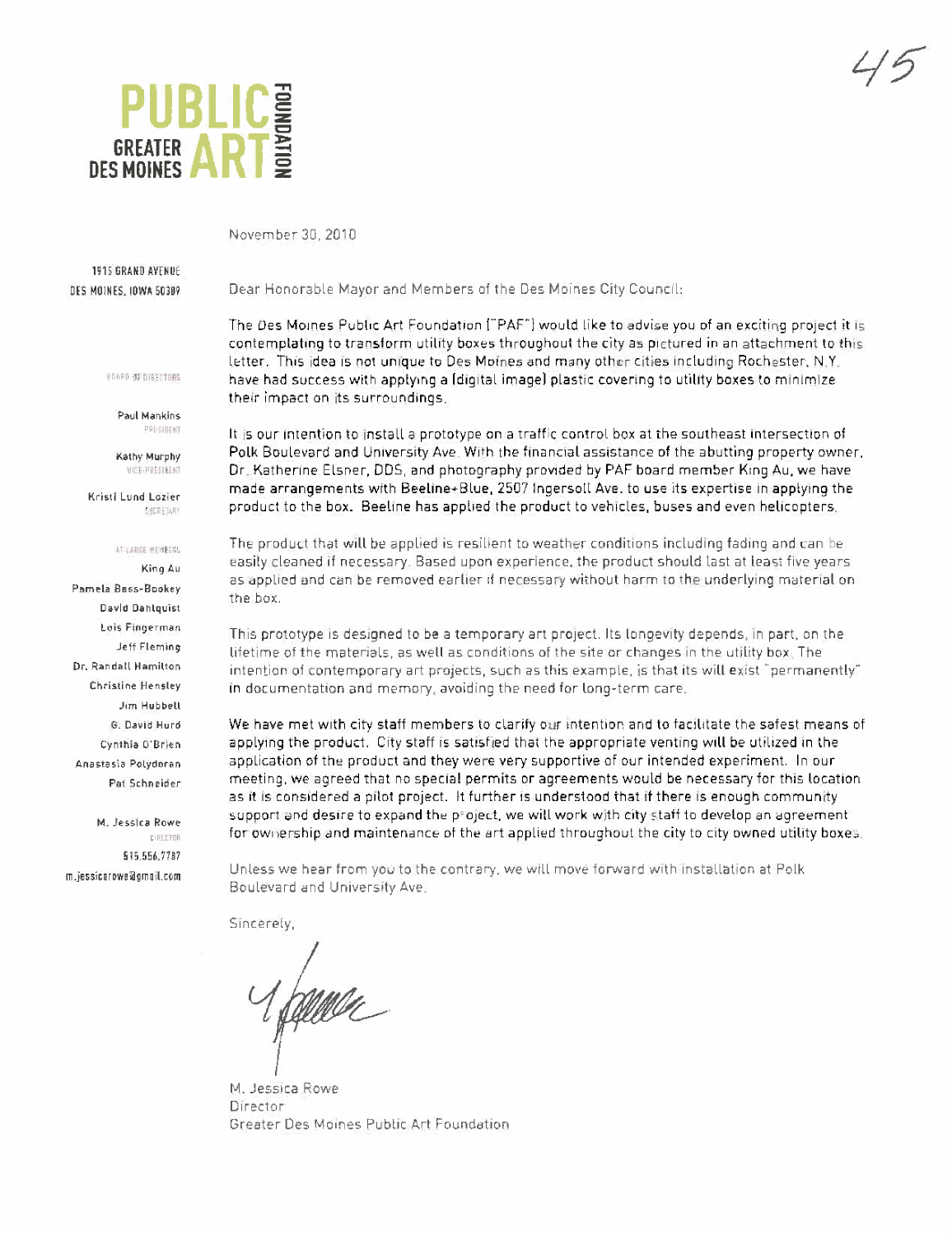**PUBLIC ART FOUNDATION**
**GREATER DES MOINES**

November 30, 2010

1915 GRAND AVENUE
DES MOINES, IOWA 50309

BOARD OF DIRECTORS

Paul Mankins
PRESIDENT

Kathy Murphy
VICE-PRESIDENT

Kristi Lund Lozier
SECRETARY

AT-LARGE MEMBERS

King Au
Pamela Bass-Bookey
David Dahlquist
Lois Fingerman
Jeff Fleming
Dr. Randall Hamilton
Christine Hensley
Jim Hubbell
G. David Hurd
Cynthia O'Brien
Anastasia Polydoran
Pat Schneider

M. Jessica Rowe
DIRECTOR
515.556.7787
m.jessicarowe@gmail.com

Dear Honorable Mayor and Members of the Des Moines City Council:

The Des Moines Public Art Foundation ("PAF") would like to advise you of an exciting project it is contemplating to transform utility boxes throughout the city as pictured in an attachment to this letter. This idea is not unique to Des Moines and many other cities including Rochester, N.Y. have had success with applying a (digital image) plastic covering to utility boxes to minimize their impact on its surroundings.

It is our intention to install a prototype on a traffic control box at the southeast intersection of Polk Boulevard and University Ave. With the financial assistance of the abutting property owner, Dr. Katherine Elsner, DDS, and photography provided by PAF board member King Au, we have made arrangements with Beeline+Blue, 2507 Ingersoll Ave. to use its expertise in applying the product to the box. Beeline has applied the product to vehicles, buses and even helicopters.

The product that will be applied is resilient to weather conditions including fading and can be easily cleaned if necessary. Based upon experience, the product should last at least five years as applied and can be removed earlier if necessary without harm to the underlying material on the box.

This prototype is designed to be a temporary art project. Its longevity depends, in part, on the lifetime of the materials, as well as conditions of the site or changes in the utility box. The intention of contemporary art projects, such as this example, is that its will exist "permanently" in documentation and memory, avoiding the need for long-term care.

We have met with city staff members to clarify our intention and to facilitate the safest means of applying the product. City staff is satisfied that the appropriate venting will be utilized in the application of the product and they were very supportive of our intended experiment. In our meeting, we agreed that no special permits or agreements would be necessary for this location as it is considered a pilot project. It further is understood that if there is enough community support and desire to expand the project, we will work with city staff to develop an agreement for ownership and maintenance of the art applied throughout the city to city owned utility boxes.

Unless we hear from you to the contrary, we will move forward with installation at Polk Boulevard and University Ave.

Sincerely,

M. Jessica Rowe
Director
Greater Des Moines Public Art Foundation